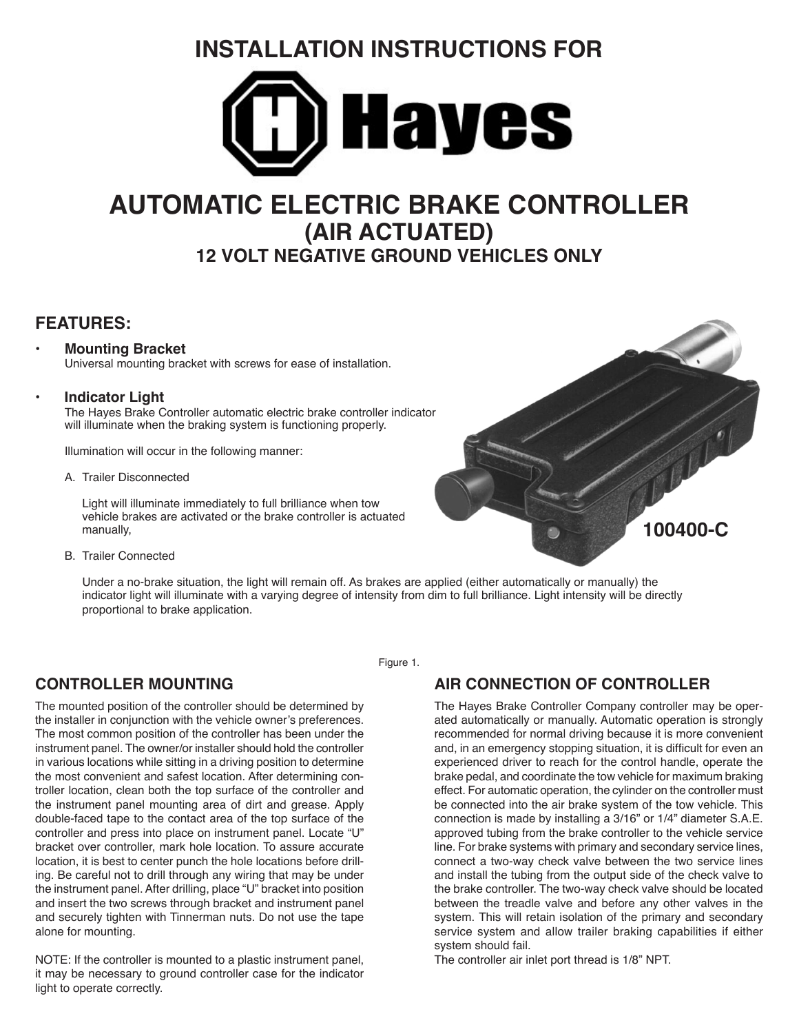# INSTALLATION INSTRUCTIONS FOR

# Hayes

# AUTOMATIC ELECTRIC BRAKE CONTROLLER
## (AIR ACTUATED)
### 12 VOLT NEGATIVE GROUND VEHICLES ONLY

## FEATURES:

- **Mounting Bracket**
  Universal mounting bracket with screws for ease of installation.

- **Indicator Light**
  The Hayes Brake Controller automatic electric brake controller indicator will illuminate when the braking system is functioning properly.

  Illumination will occur in the following manner:

  A. Trailer Disconnected

  Light will illuminate immediately to full brilliance when tow vehicle brakes are activated or the brake controller is actuated manually,

  B. Trailer Connected

  Under a no-brake situation, the light will remain off. As brakes are applied (either automatically or manually) the indicator light will illuminate with a varying degree of intensity from dim to full brilliance. Light intensity will be directly proportional to brake application.

100400-C

Figure 1.

## CONTROLLER MOUNTING

The mounted position of the controller should be determined by the installer in conjunction with the vehicle owner's preferences. The most common position of the controller has been under the instrument panel. The owner/or installer should hold the controller in various locations while sitting in a driving position to determine the most convenient and safest location. After determining controller location, clean both the top surface of the controller and the instrument panel mounting area of dirt and grease. Apply double-faced tape to the contact area of the top surface of the controller and press into place on instrument panel. Locate "U" bracket over controller, mark hole location. To assure accurate location, it is best to center punch the hole locations before drilling. Be careful not to drill through any wiring that may be under the instrument panel. After drilling, place "U" bracket into position and insert the two screws through bracket and instrument panel and securely tighten with Tinnerman nuts. Do not use the tape alone for mounting.

NOTE: If the controller is mounted to a plastic instrument panel, it may be necessary to ground controller case for the indicator light to operate correctly.

## AIR CONNECTION OF CONTROLLER

The Hayes Brake Controller Company controller may be operated automatically or manually. Automatic operation is strongly recommended for normal driving because it is more convenient and, in an emergency stopping situation, it is difficult for even an experienced driver to reach for the control handle, operate the brake pedal, and coordinate the tow vehicle for maximum braking effect. For automatic operation, the cylinder on the controller must be connected into the air brake system of the tow vehicle. This connection is made by installing a 3/16" or 1/4" diameter S.A.E. approved tubing from the brake controller to the vehicle service line. For brake systems with primary and secondary service lines, connect a two-way check valve between the two service lines and install the tubing from the output side of the check valve to the brake controller. The two-way check valve should be located between the treadle valve and before any other valves in the system. This will retain isolation of the primary and secondary service system and allow trailer braking capabilities if either system should fail.

The controller air inlet port thread is 1/8" NPT.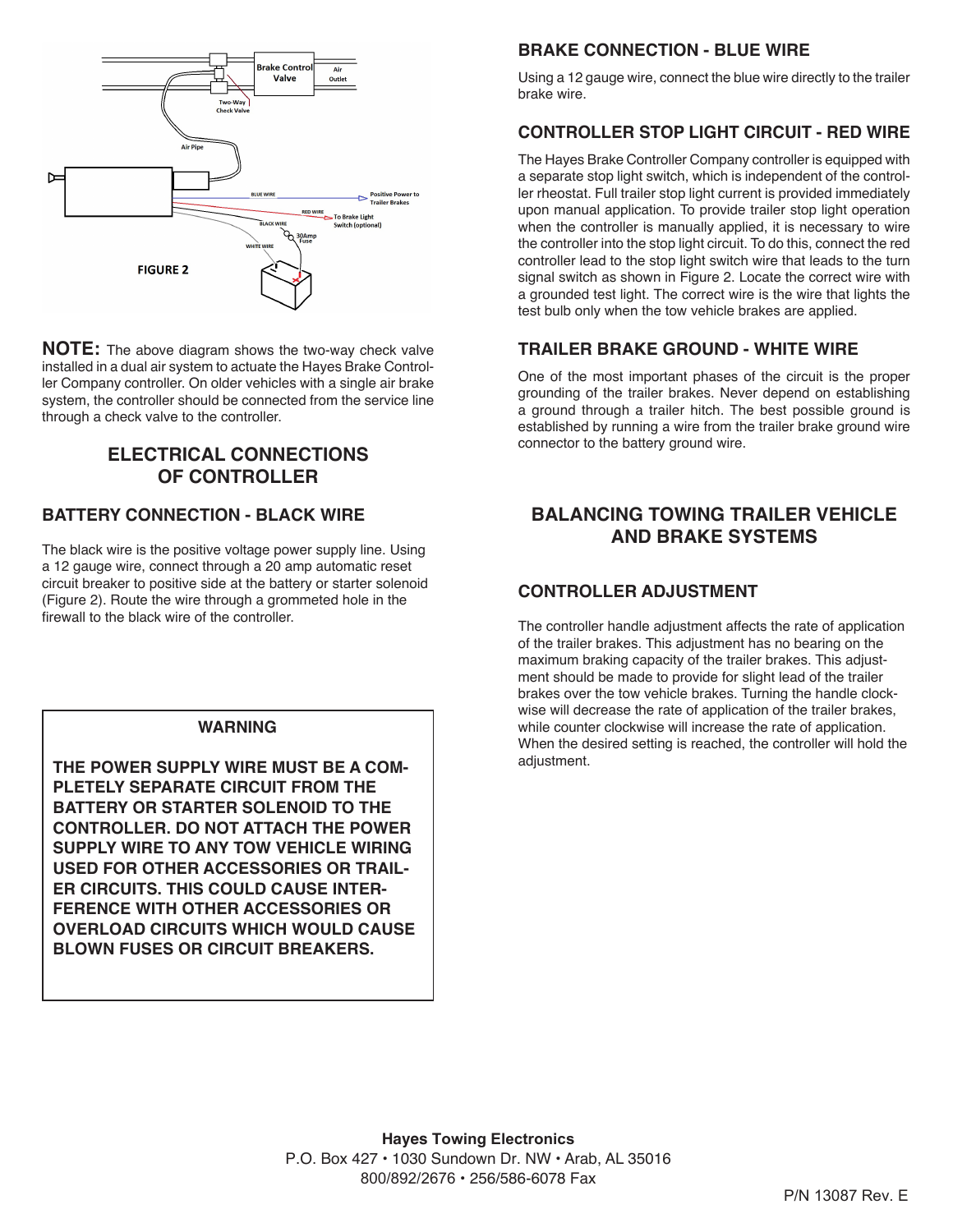Brake Control Valve

Air Outlet

Two-Way Check Valve

Air Pipe

BLUE WIRE

Positive Power to Trailer Brakes

RED WIRE

To Brake Light Switch (optional)

BLACK WIRE

30Amp Fuse

WHITE WIRE

FIGURE 2

**NOTE:** The above diagram shows the two-way check valve installed in a dual air system to actuate the Hayes Brake Controller Company controller. On older vehicles with a single air brake system, the controller should be connected from the service line through a check valve to the controller.

## ELECTRICAL CONNECTIONS OF CONTROLLER

### BATTERY CONNECTION - BLACK WIRE

The black wire is the positive voltage power supply line. Using a 12 gauge wire, connect through a 20 amp automatic reset circuit breaker to positive side at the battery or starter solenoid (Figure 2). Route the wire through a grommeted hole in the firewall to the black wire of the controller.

**WARNING**

**THE POWER SUPPLY WIRE MUST BE A COMPLETELY SEPARATE CIRCUIT FROM THE BATTERY OR STARTER SOLENOID TO THE CONTROLLER. DO NOT ATTACH THE POWER SUPPLY WIRE TO ANY TOW VEHICLE WIRING USED FOR OTHER ACCESSORIES OR TRAILER CIRCUITS. THIS COULD CAUSE INTERFERENCE WITH OTHER ACCESSORIES OR OVERLOAD CIRCUITS WHICH WOULD CAUSE BLOWN FUSES OR CIRCUIT BREAKERS.**

### BRAKE CONNECTION - BLUE WIRE

Using a 12 gauge wire, connect the blue wire directly to the trailer brake wire.

### CONTROLLER STOP LIGHT CIRCUIT - RED WIRE

The Hayes Brake Controller Company controller is equipped with a separate stop light switch, which is independent of the controller rheostat. Full trailer stop light current is provided immediately upon manual application. To provide trailer stop light operation when the controller is manually applied, it is necessary to wire the controller into the stop light circuit. To do this, connect the red controller lead to the stop light switch wire that leads to the turn signal switch as shown in Figure 2. Locate the correct wire with a grounded test light. The correct wire is the wire that lights the test bulb only when the tow vehicle brakes are applied.

### TRAILER BRAKE GROUND - WHITE WIRE

One of the most important phases of the circuit is the proper grounding of the trailer brakes. Never depend on establishing a ground through a trailer hitch. The best possible ground is established by running a wire from the trailer brake ground wire connector to the battery ground wire.

## BALANCING TOWING TRAILER VEHICLE AND BRAKE SYSTEMS

### CONTROLLER ADJUSTMENT

The controller handle adjustment affects the rate of application of the trailer brakes. This adjustment has no bearing on the maximum braking capacity of the trailer brakes. This adjustment should be made to provide for slight lead of the trailer brakes over the tow vehicle brakes. Turning the handle clockwise will decrease the rate of application of the trailer brakes, while counter clockwise will increase the rate of application. When the desired setting is reached, the controller will hold the adjustment.

**Hayes Towing Electronics**
P.O. Box 427 • 1030 Sundown Dr. NW • Arab, AL 35016
800/892/2676 • 256/586-6078 Fax

P/N 13087 Rev. E